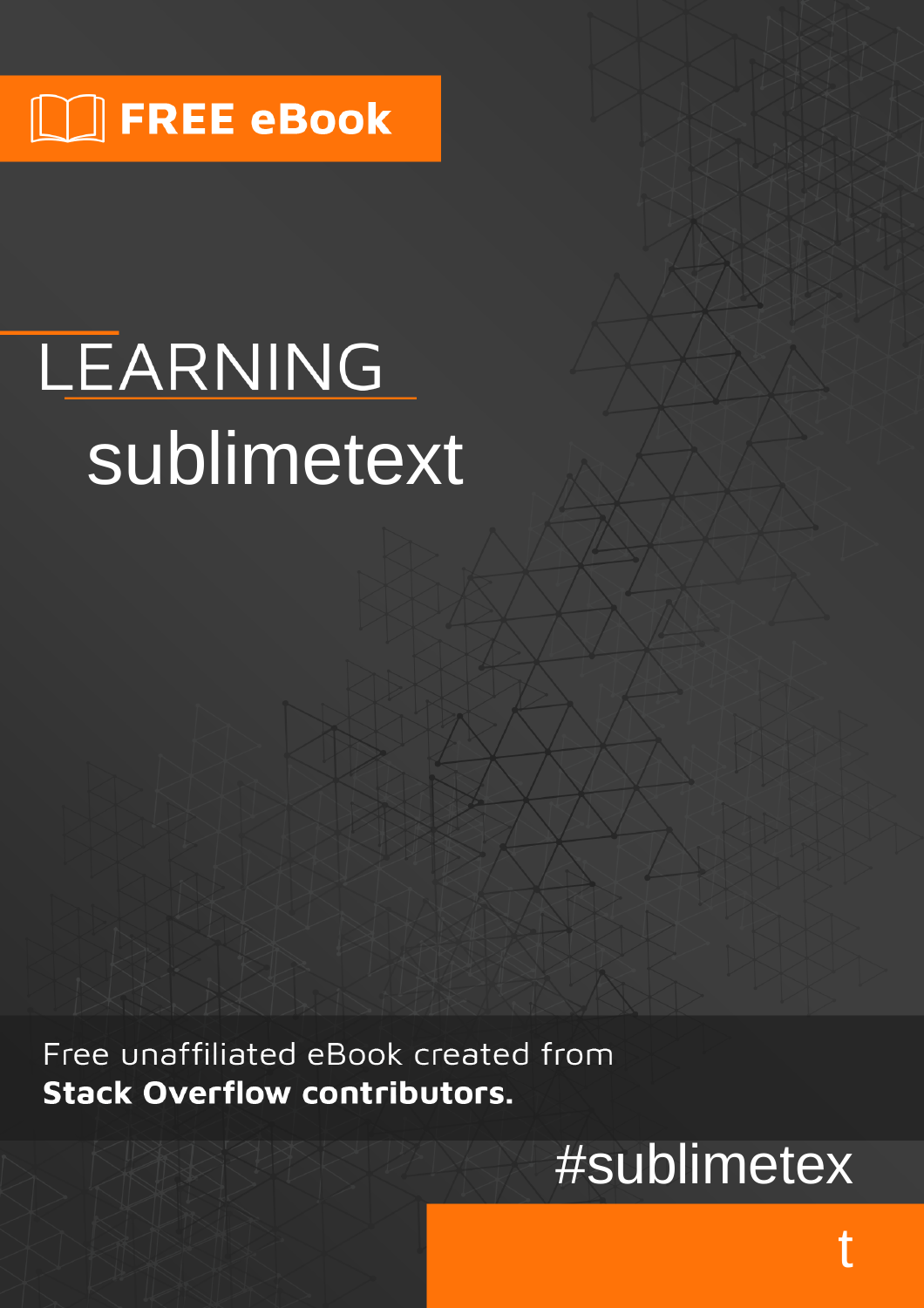FREE eBook

# LEARNING sublimetext

Free unaffiliated eBook created from **Stack Overflow contributors.**

#sublimetext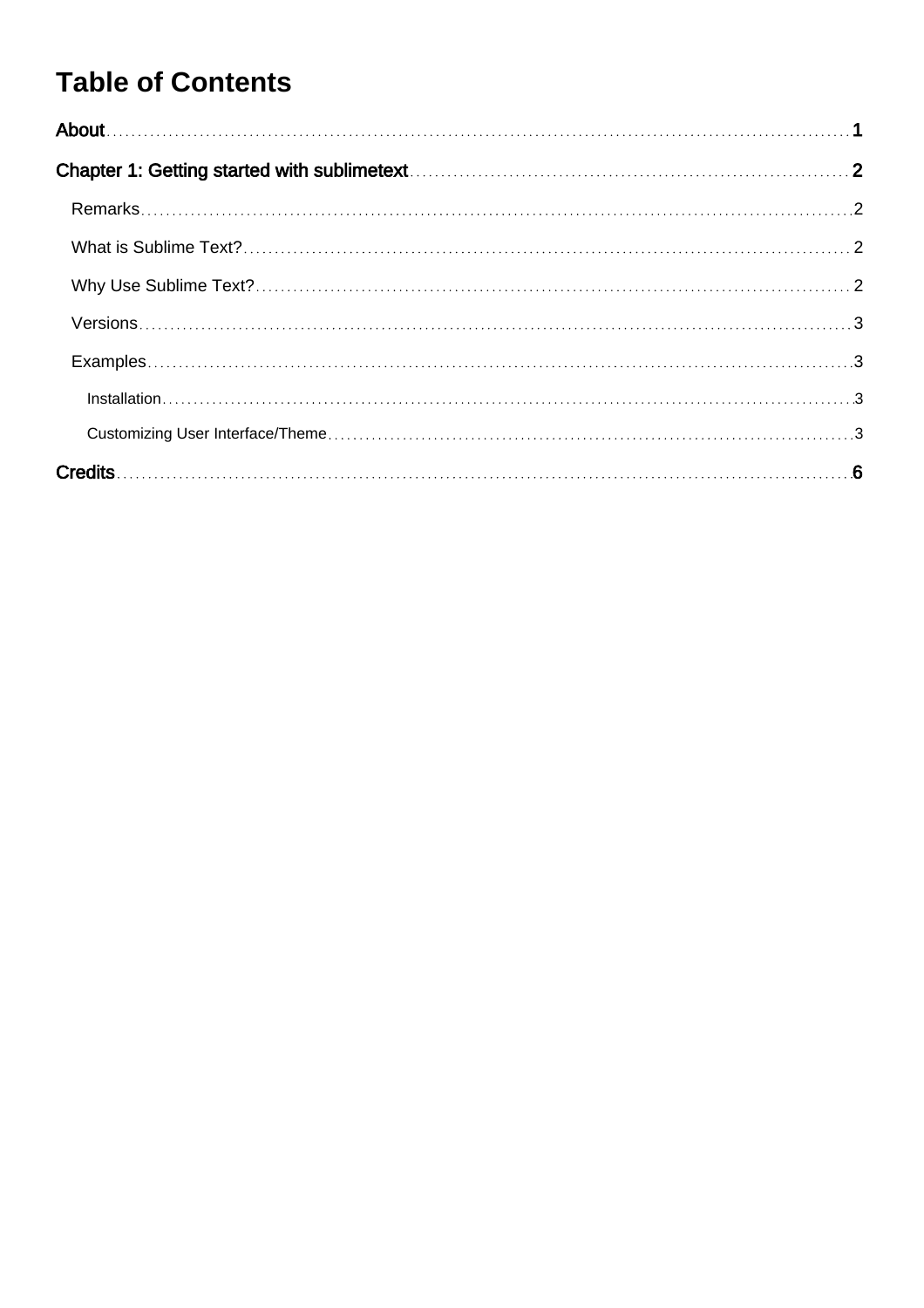# Table of Contents

About ..... 1

Chapter 1: Getting started with sublimetext ..... 2

- Remarks ..... 2
- What is Sublime Text? ..... 2
- Why Use Sublime Text? ..... 2
- Versions ..... 3
- Examples ..... 3
  - Installation ..... 3
  - Customizing User Interface/Theme ..... 3

Credits ..... 6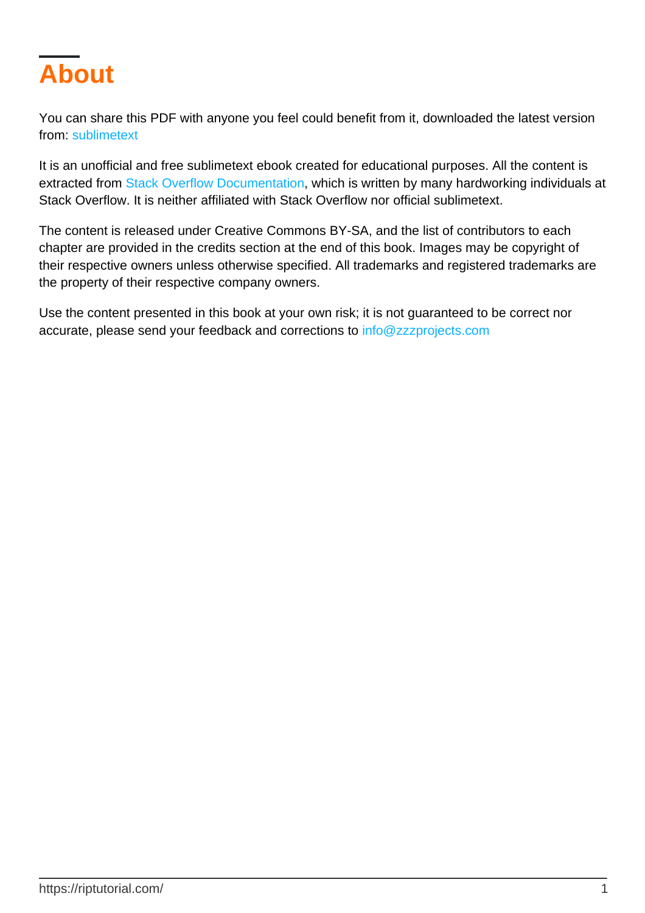# About

You can share this PDF with anyone you feel could benefit from it, downloaded the latest version from: sublimetext

It is an unofficial and free sublimetext ebook created for educational purposes. All the content is extracted from Stack Overflow Documentation, which is written by many hardworking individuals at Stack Overflow. It is neither affiliated with Stack Overflow nor official sublimetext.

The content is released under Creative Commons BY-SA, and the list of contributors to each chapter are provided in the credits section at the end of this book. Images may be copyright of their respective owners unless otherwise specified. All trademarks and registered trademarks are the property of their respective company owners.

Use the content presented in this book at your own risk; it is not guaranteed to be correct nor accurate, please send your feedback and corrections to info@zzzprojects.com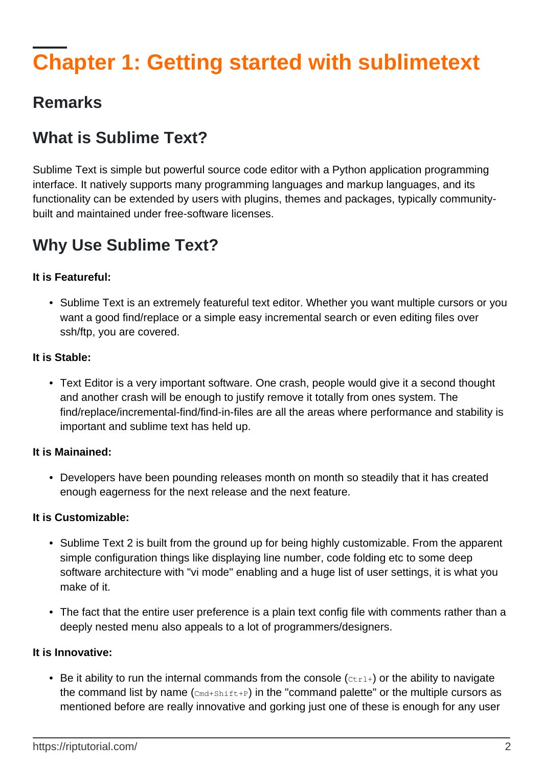# Chapter 1: Getting started with sublimetext

## Remarks

## What is Sublime Text?

Sublime Text is simple but powerful source code editor with a Python application programming interface. It natively supports many programming languages and markup languages, and its functionality can be extended by users with plugins, themes and packages, typically community-built and maintained under free-software licenses.

## Why Use Sublime Text?

**It is Featureful:**

- Sublime Text is an extremely featureful text editor. Whether you want multiple cursors or you want a good find/replace or a simple easy incremental search or even editing files over ssh/ftp, you are covered.

**It is Stable:**

- Text Editor is a very important software. One crash, people would give it a second thought and another crash will be enough to justify remove it totally from ones system. The find/replace/incremental-find/find-in-files are all the areas where performance and stability is important and sublime text has held up.

**It is Mainained:**

- Developers have been pounding releases month on month so steadily that it has created enough eagerness for the next release and the next feature.

**It is Customizable:**

- Sublime Text 2 is built from the ground up for being highly customizable. From the apparent simple configuration things like displaying line number, code folding etc to some deep software architecture with "vi mode" enabling and a huge list of user settings, it is what you make of it.

- The fact that the entire user preference is a plain text config file with comments rather than a deeply nested menu also appeals to a lot of programmers/designers.

**It is Innovative:**

- Be it ability to run the internal commands from the console (`Ctrl+`) or the ability to navigate the command list by name (`Cmd+Shift+P`) in the "command palette" or the multiple cursors as mentioned before are really innovative and gorking just one of these is enough for any user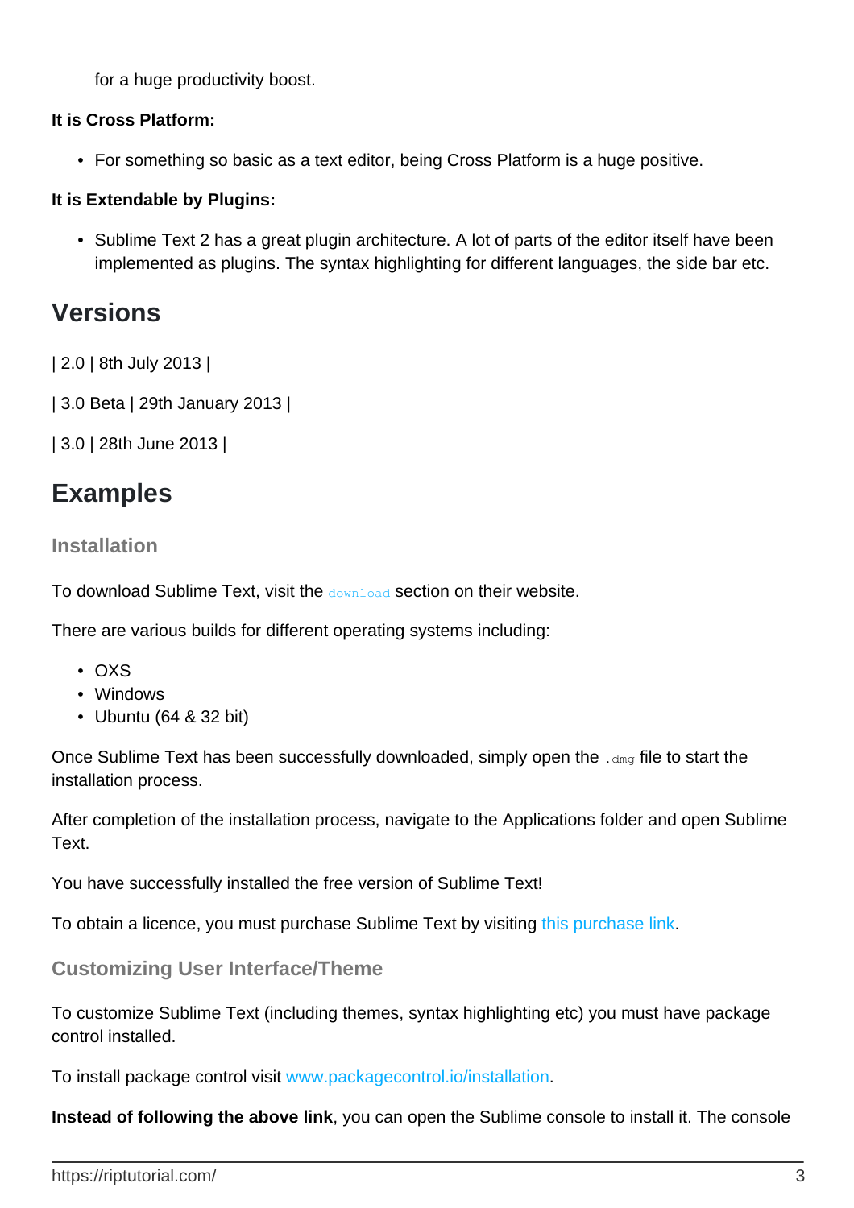for a huge productivity boost.

**It is Cross Platform:**

- For something so basic as a text editor, being Cross Platform is a huge positive.

**It is Extendable by Plugins:**

- Sublime Text 2 has a great plugin architecture. A lot of parts of the editor itself have been implemented as plugins. The syntax highlighting for different languages, the side bar etc.

## Versions

| 2.0 | 8th July 2013 |

| 3.0 Beta | 29th January 2013 |

| 3.0 | 28th June 2013 |

## Examples

### Installation

To download Sublime Text, visit the `download` section on their website.

There are various builds for different operating systems including:

- OXS
- Windows
- Ubuntu (64 & 32 bit)

Once Sublime Text has been successfully downloaded, simply open the `.dmg` file to start the installation process.

After completion of the installation process, navigate to the Applications folder and open Sublime Text.

You have successfully installed the free version of Sublime Text!

To obtain a licence, you must purchase Sublime Text by visiting this purchase link.

### Customizing User Interface/Theme

To customize Sublime Text (including themes, syntax highlighting etc) you must have package control installed.

To install package control visit www.packagecontrol.io/installation.

**Instead of following the above link**, you can open the Sublime console to install it. The console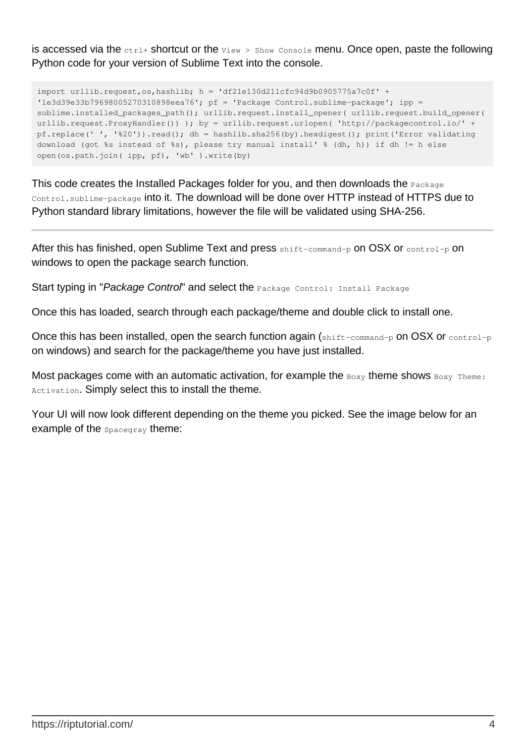is accessed via the `ctrl+` shortcut or the `View > Show Console` menu. Once open, paste the following Python code for your version of Sublime Text into the console.

```
import urllib.request,os,hashlib; h = 'df21e130d211cfc94d9b0905775a7c0f' +
'1e3d39e33b79698005270310898eea76'; pf = 'Package Control.sublime-package'; ipp =
sublime.installed_packages_path(); urllib.request.install_opener( urllib.request.build_opener(
urllib.request.ProxyHandler()) ); by = urllib.request.urlopen( 'http://packagecontrol.io/' +
pf.replace(' ', '%20')).read(); dh = hashlib.sha256(by).hexdigest(); print('Error validating
download (got %s instead of %s), please try manual install' % (dh, h)) if dh != h else
open(os.path.join( ipp, pf), 'wb' ).write(by)
```

This code creates the Installed Packages folder for you, and then downloads the `Package Control.sublime-package` into it. The download will be done over HTTP instead of HTTPS due to Python standard library limitations, however the file will be validated using SHA-256.

---

After this has finished, open Sublime Text and press `shift-command-p` on OSX or `control-p` on windows to open the package search function.

Start typing in "*Package Control*" and select the `Package Control: Install Package`

Once this has loaded, search through each package/theme and double click to install one.

Once this has been installed, open the search function again (`shift-command-p` on OSX or `control-p` on windows) and search for the package/theme you have just installed.

Most packages come with an automatic activation, for example the `Boxy` theme shows `Boxy Theme: Activation`. Simply select this to install the theme.

Your UI will now look different depending on the theme you picked. See the image below for an example of the `Spacegray` theme: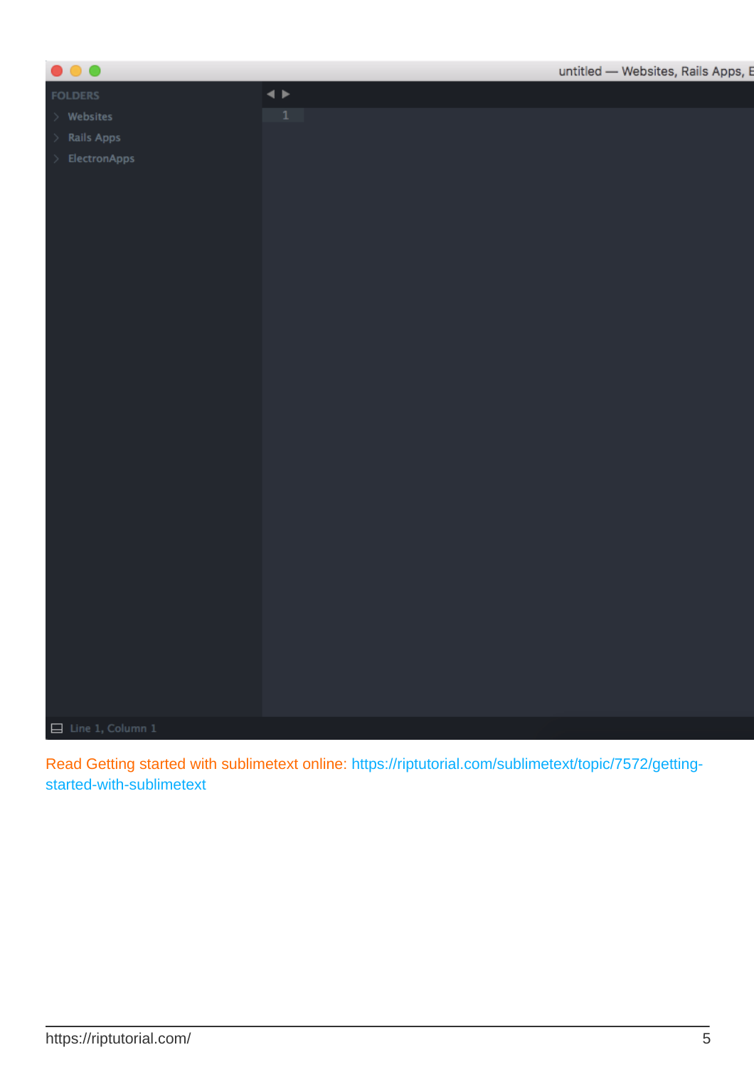Read Getting started with sublimetext online: https://riptutorial.com/sublimetext/topic/7572/getting-started-with-sublimetext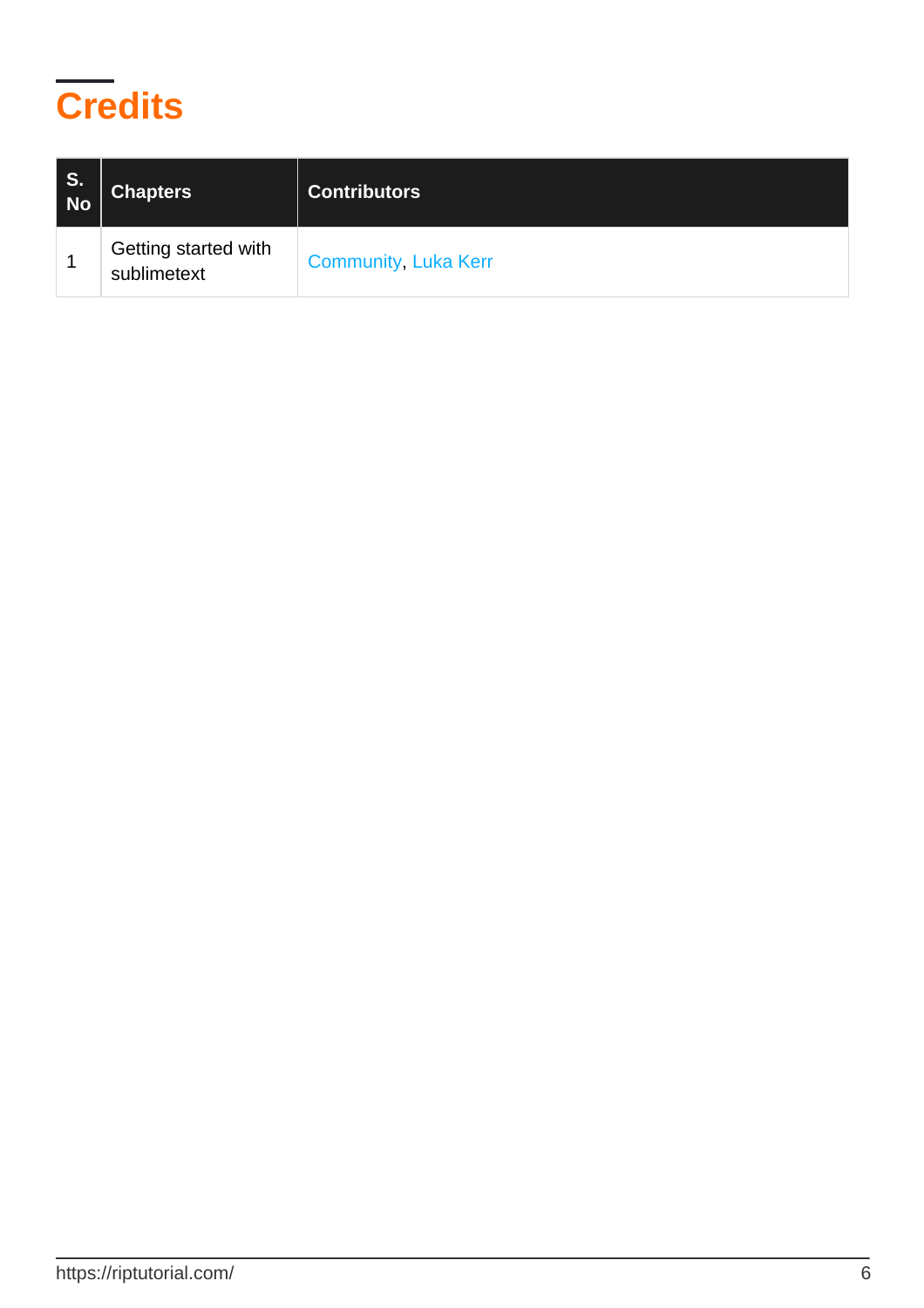# Credits

| S. No | Chapters | Contributors |
|---|---|---|
| 1 | Getting started with sublimetext | Community, Luka Kerr |